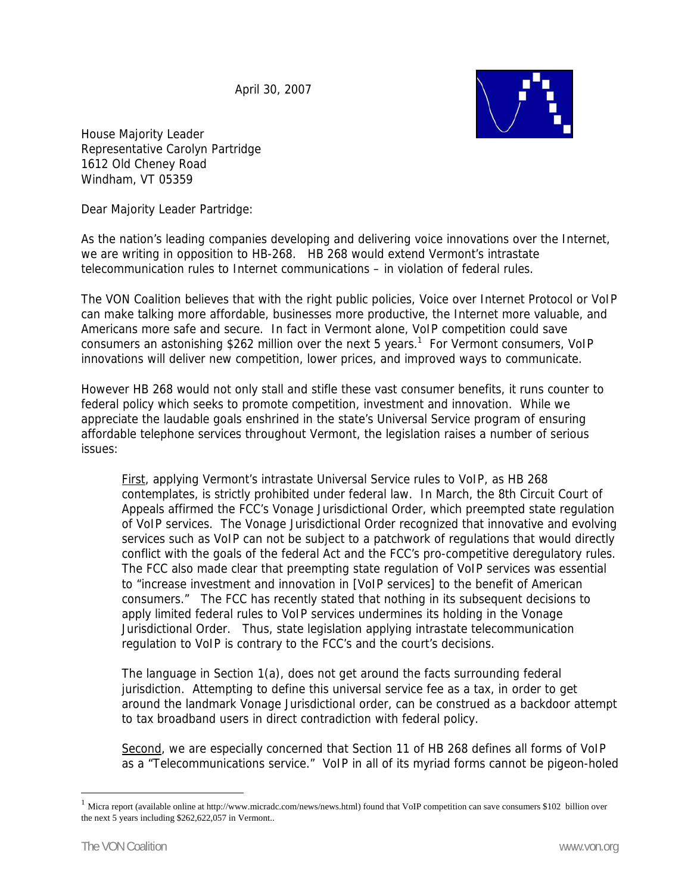April 30, 2007

House Majority Leader
Representative Carolyn Partridge
1612 Old Cheney Road
Windham, VT 05359

Dear Majority Leader Partridge:

As the nation's leading companies developing and delivering voice innovations over the Internet, we are writing in opposition to HB-268. HB 268 would extend Vermont's intrastate telecommunication rules to Internet communications – in violation of federal rules.

The VON Coalition believes that with the right public policies, Voice over Internet Protocol or VoIP can make talking more affordable, businesses more productive, the Internet more valuable, and Americans more safe and secure. In fact in Vermont alone, VoIP competition could save consumers an astonishing $262 million over the next 5 years.[1] For Vermont consumers, VoIP innovations will deliver new competition, lower prices, and improved ways to communicate.

However HB 268 would not only stall and stifle these vast consumer benefits, it runs counter to federal policy which seeks to promote competition, investment and innovation. While we appreciate the laudable goals enshrined in the state's Universal Service program of ensuring affordable telephone services throughout Vermont, the legislation raises a number of serious issues:

> First, applying Vermont's intrastate Universal Service rules to VoIP, as HB 268 contemplates, is strictly prohibited under federal law. In March, the 8th Circuit Court of Appeals affirmed the FCC's Vonage Jurisdictional Order, which preempted state regulation of VoIP services. The Vonage Jurisdictional Order recognized that innovative and evolving services such as VoIP can not be subject to a patchwork of regulations that would directly conflict with the goals of the federal Act and the FCC's pro-competitive deregulatory rules. The FCC also made clear that preempting state regulation of VoIP services was essential to "increase investment and innovation in [VoIP services] to the benefit of American consumers." The FCC has recently stated that nothing in its subsequent decisions to apply limited federal rules to VoIP services undermines its holding in the Vonage Jurisdictional Order. Thus, state legislation applying intrastate telecommunication regulation to VoIP is contrary to the FCC's and the court's decisions.
>
> The language in Section 1(a), does not get around the facts surrounding federal jurisdiction. Attempting to define this universal service fee as a tax, in order to get around the landmark Vonage Jurisdictional order, can be construed as a backdoor attempt to tax broadband users in direct contradiction with federal policy.
>
> Second, we are especially concerned that Section 11 of HB 268 defines all forms of VoIP as a "Telecommunications service." VoIP in all of its myriad forms cannot be pigeon-holed

[1] Micra report (available online at http://www.micradc.com/news/news.html) found that VoIP competition can save consumers $102 billion over the next 5 years including $262,622,057 in Vermont..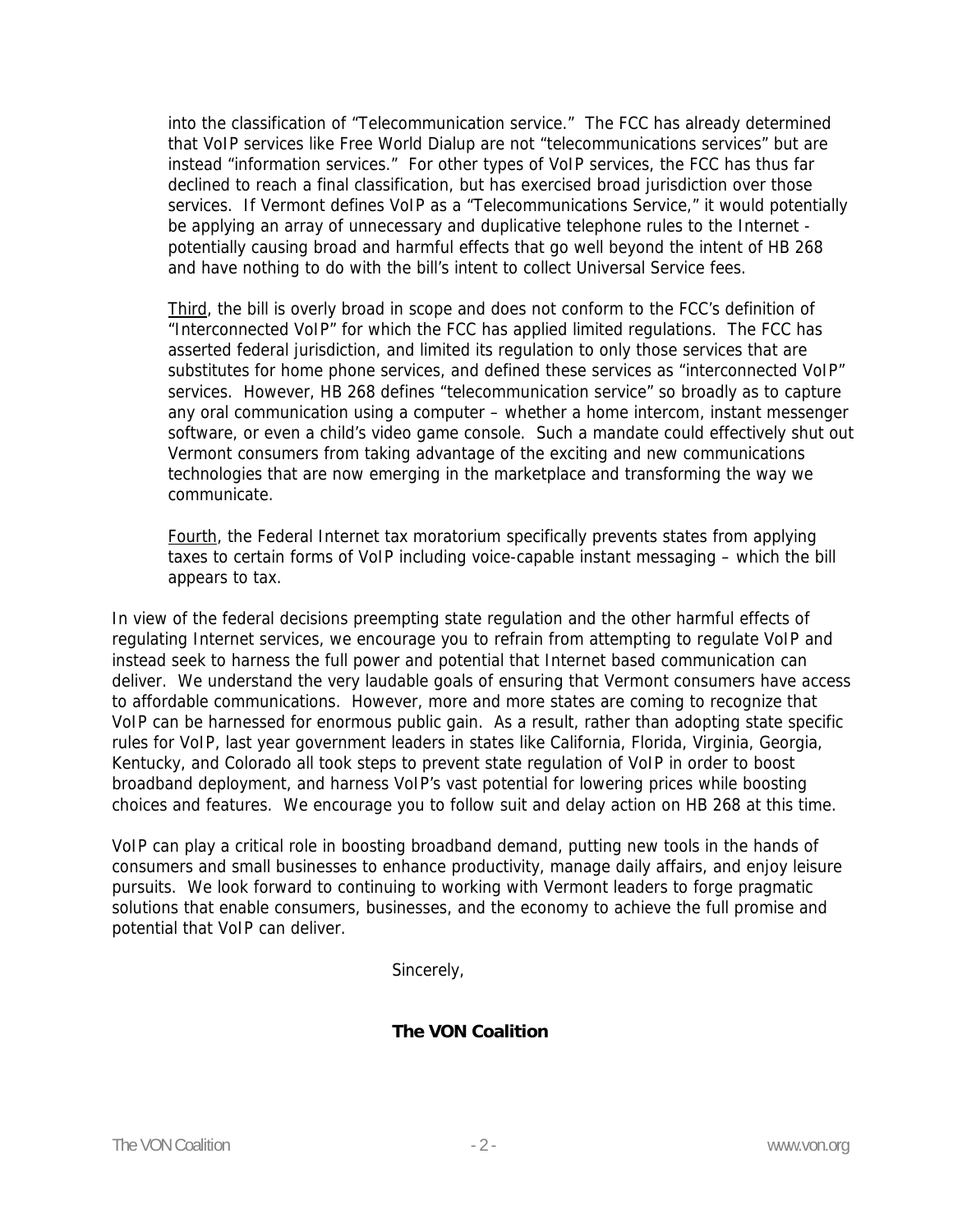into the classification of "Telecommunication service." The FCC has already determined that VoIP services like Free World Dialup are not "telecommunications services" but are instead "information services." For other types of VoIP services, the FCC has thus far declined to reach a final classification, but has exercised broad jurisdiction over those services. If Vermont defines VoIP as a "Telecommunications Service," it would potentially be applying an array of unnecessary and duplicative telephone rules to the Internet - potentially causing broad and harmful effects that go well beyond the intent of HB 268 and have nothing to do with the bill's intent to collect Universal Service fees.

<u>Third</u>, the bill is overly broad in scope and does not conform to the FCC's definition of "Interconnected VoIP" for which the FCC has applied limited regulations. The FCC has asserted federal jurisdiction, and limited its regulation to only those services that are substitutes for home phone services, and defined these services as "interconnected VoIP" services. However, HB 268 defines "telecommunication service" so broadly as to capture any oral communication using a computer – whether a home intercom, instant messenger software, or even a child's video game console. Such a mandate could effectively shut out Vermont consumers from taking advantage of the exciting and new communications technologies that are now emerging in the marketplace and transforming the way we communicate.

<u>Fourth</u>, the Federal Internet tax moratorium specifically prevents states from applying taxes to certain forms of VoIP including voice-capable instant messaging – which the bill appears to tax.

In view of the federal decisions preempting state regulation and the other harmful effects of regulating Internet services, we encourage you to refrain from attempting to regulate VoIP and instead seek to harness the full power and potential that Internet based communication can deliver. We understand the very laudable goals of ensuring that Vermont consumers have access to affordable communications. However, more and more states are coming to recognize that VoIP can be harnessed for enormous public gain. As a result, rather than adopting state specific rules for VoIP, last year government leaders in states like California, Florida, Virginia, Georgia, Kentucky, and Colorado all took steps to prevent state regulation of VoIP in order to boost broadband deployment, and harness VoIP's vast potential for lowering prices while boosting choices and features. We encourage you to follow suit and delay action on HB 268 at this time.

VoIP can play a critical role in boosting broadband demand, putting new tools in the hands of consumers and small businesses to enhance productivity, manage daily affairs, and enjoy leisure pursuits. We look forward to continuing to working with Vermont leaders to forge pragmatic solutions that enable consumers, businesses, and the economy to achieve the full promise and potential that VoIP can deliver.

Sincerely,

**The VON Coalition**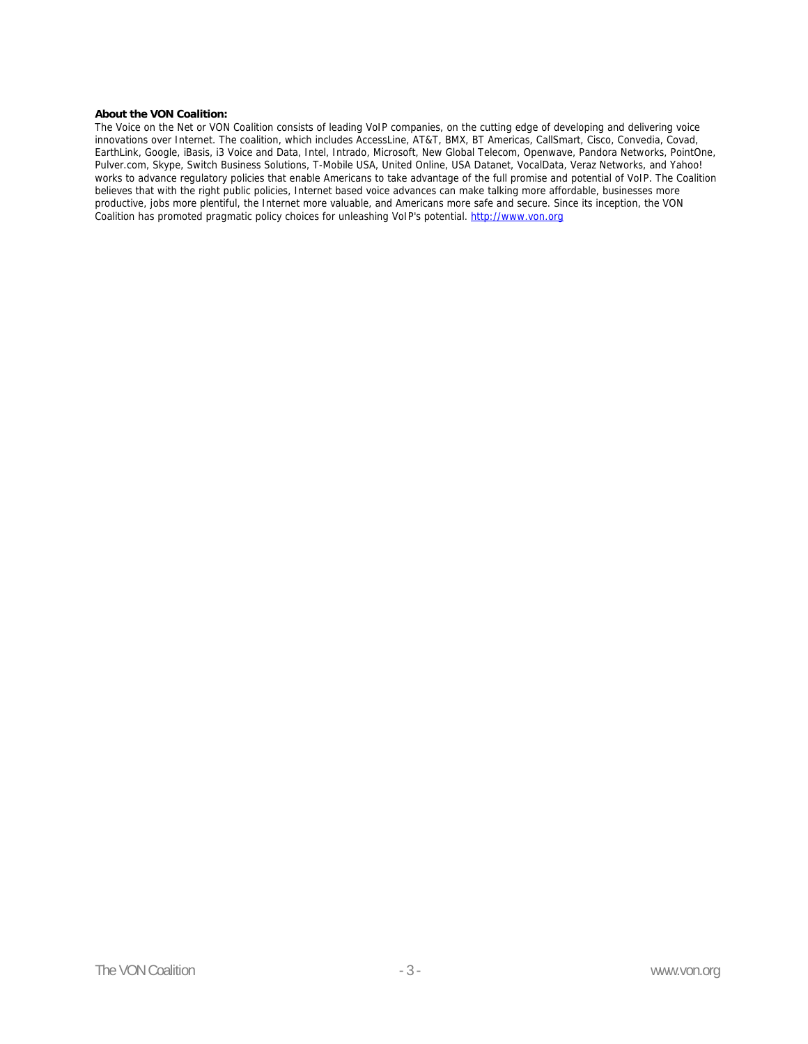**About the VON Coalition:**

The Voice on the Net or VON Coalition consists of leading VoIP companies, on the cutting edge of developing and delivering voice innovations over Internet. The coalition, which includes AccessLine, AT&T, BMX, BT Americas, CallSmart, Cisco, Convedia, Covad, EarthLink, Google, iBasis, i3 Voice and Data, Intel, Intrado, Microsoft, New Global Telecom, Openwave, Pandora Networks, PointOne, Pulver.com, Skype, Switch Business Solutions, T-Mobile USA, United Online, USA Datanet, VocalData, Veraz Networks, and Yahoo! works to advance regulatory policies that enable Americans to take advantage of the full promise and potential of VoIP. The Coalition believes that with the right public policies, Internet based voice advances can make talking more affordable, businesses more productive, jobs more plentiful, the Internet more valuable, and Americans more safe and secure. Since its inception, the VON Coalition has promoted pragmatic policy choices for unleashing VoIP's potential. http://www.von.org